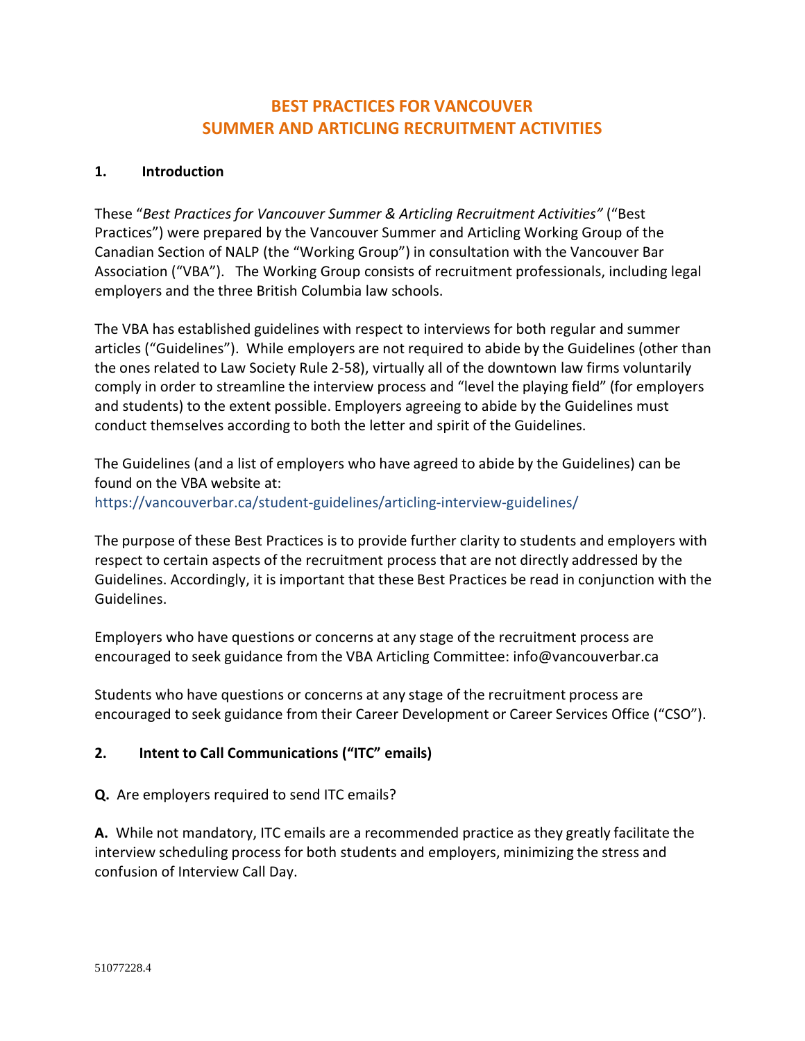# BEST PRACTICES FOR VANCOUVER SUMMER AND ARTICLING RECRUITMENT ACTIVITIES

## 1. Introduction

These "*Best Practices for Vancouver Summer & Articling Recruitment Activities*" ("Best Practices") were prepared by the Vancouver Summer and Articling Working Group of the Canadian Section of NALP (the "Working Group") in consultation with the Vancouver Bar Association ("VBA"). The Working Group consists of recruitment professionals, including legal employers and the three British Columbia law schools.

The VBA has established guidelines with respect to interviews for both regular and summer articles ("Guidelines"). While employers are not required to abide by the Guidelines (other than the ones related to Law Society Rule 2-58), virtually all of the downtown law firms voluntarily comply in order to streamline the interview process and "level the playing field" (for employers and students) to the extent possible. Employers agreeing to abide by the Guidelines must conduct themselves according to both the letter and spirit of the Guidelines.

The Guidelines (and a list of employers who have agreed to abide by the Guidelines) can be found on the VBA website at:
https://vancouverbar.ca/student-guidelines/articling-interview-guidelines/

The purpose of these Best Practices is to provide further clarity to students and employers with respect to certain aspects of the recruitment process that are not directly addressed by the Guidelines. Accordingly, it is important that these Best Practices be read in conjunction with the Guidelines.

Employers who have questions or concerns at any stage of the recruitment process are encouraged to seek guidance from the VBA Articling Committee: info@vancouverbar.ca

Students who have questions or concerns at any stage of the recruitment process are encouraged to seek guidance from their Career Development or Career Services Office ("CSO").

## 2. Intent to Call Communications ("ITC" emails)

**Q.** Are employers required to send ITC emails?

**A.** While not mandatory, ITC emails are a recommended practice as they greatly facilitate the interview scheduling process for both students and employers, minimizing the stress and confusion of Interview Call Day.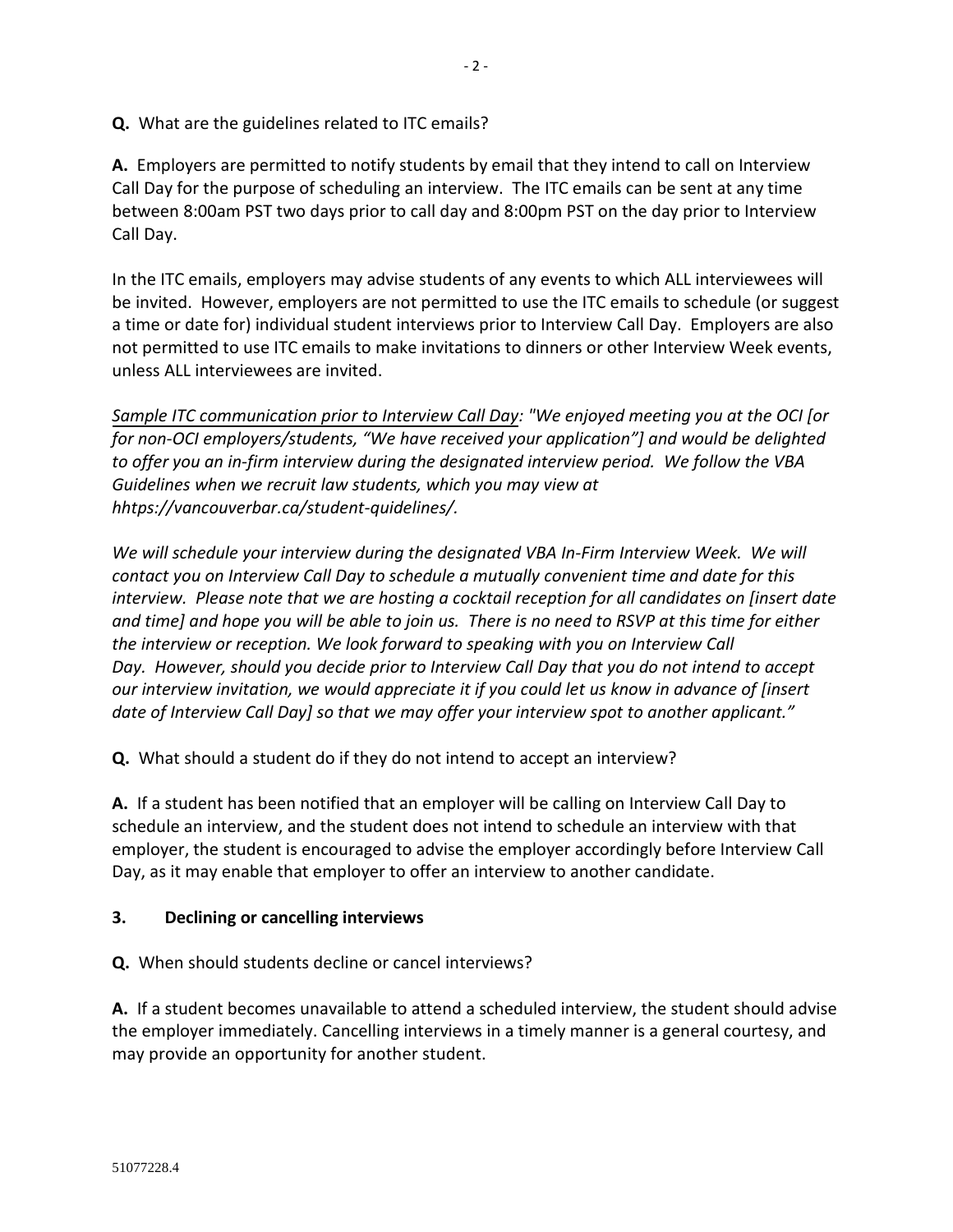**Q.** What are the guidelines related to ITC emails?

**A.** Employers are permitted to notify students by email that they intend to call on Interview Call Day for the purpose of scheduling an interview. The ITC emails can be sent at any time between 8:00am PST two days prior to call day and 8:00pm PST on the day prior to Interview Call Day.

In the ITC emails, employers may advise students of any events to which ALL interviewees will be invited. However, employers are not permitted to use the ITC emails to schedule (or suggest a time or date for) individual student interviews prior to Interview Call Day. Employers are also not permitted to use ITC emails to make invitations to dinners or other Interview Week events, unless ALL interviewees are invited.

<u>*Sample ITC communication prior to Interview Call Day*</u>*: "We enjoyed meeting you at the OCI [or for non-OCI employers/students, "We have received your application"] and would be delighted to offer you an in-firm interview during the designated interview period. We follow the VBA Guidelines when we recruit law students, which you may view at hhttps://vancouverbar.ca/student-quidelines/.*

*We will schedule your interview during the designated VBA In-Firm Interview Week. We will contact you on Interview Call Day to schedule a mutually convenient time and date for this interview. Please note that we are hosting a cocktail reception for all candidates on [insert date and time] and hope you will be able to join us. There is no need to RSVP at this time for either the interview or reception. We look forward to speaking with you on Interview Call Day. However, should you decide prior to Interview Call Day that you do not intend to accept our interview invitation, we would appreciate it if you could let us know in advance of [insert date of Interview Call Day] so that we may offer your interview spot to another applicant."*

**Q.** What should a student do if they do not intend to accept an interview?

**A.** If a student has been notified that an employer will be calling on Interview Call Day to schedule an interview, and the student does not intend to schedule an interview with that employer, the student is encouraged to advise the employer accordingly before Interview Call Day, as it may enable that employer to offer an interview to another candidate.

## 3. Declining or cancelling interviews

**Q.** When should students decline or cancel interviews?

**A.** If a student becomes unavailable to attend a scheduled interview, the student should advise the employer immediately. Cancelling interviews in a timely manner is a general courtesy, and may provide an opportunity for another student.

51077228.4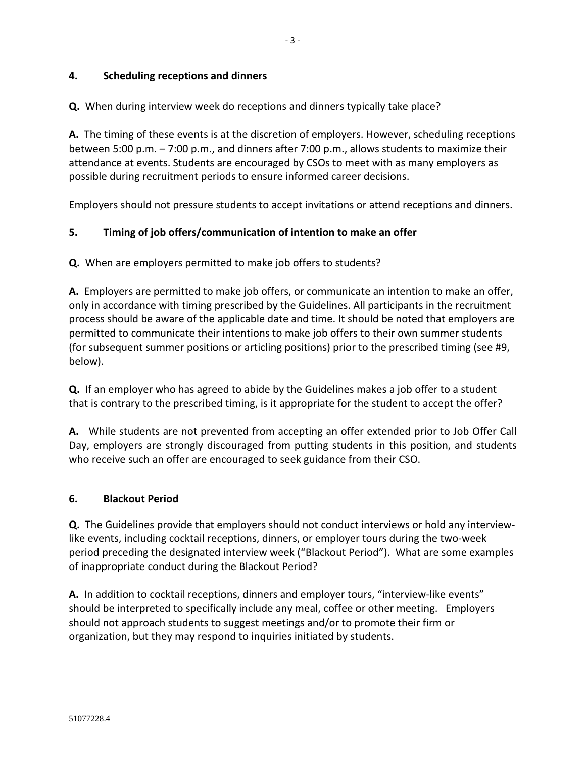## 4. Scheduling receptions and dinners

**Q.** When during interview week do receptions and dinners typically take place?

**A.** The timing of these events is at the discretion of employers. However, scheduling receptions between 5:00 p.m. – 7:00 p.m., and dinners after 7:00 p.m., allows students to maximize their attendance at events. Students are encouraged by CSOs to meet with as many employers as possible during recruitment periods to ensure informed career decisions.

Employers should not pressure students to accept invitations or attend receptions and dinners.

## 5. Timing of job offers/communication of intention to make an offer

**Q.** When are employers permitted to make job offers to students?

**A.** Employers are permitted to make job offers, or communicate an intention to make an offer, only in accordance with timing prescribed by the Guidelines. All participants in the recruitment process should be aware of the applicable date and time. It should be noted that employers are permitted to communicate their intentions to make job offers to their own summer students (for subsequent summer positions or articling positions) prior to the prescribed timing (see #9, below).

**Q.** If an employer who has agreed to abide by the Guidelines makes a job offer to a student that is contrary to the prescribed timing, is it appropriate for the student to accept the offer?

**A.** While students are not prevented from accepting an offer extended prior to Job Offer Call Day, employers are strongly discouraged from putting students in this position, and students who receive such an offer are encouraged to seek guidance from their CSO.

## 6. Blackout Period

**Q.** The Guidelines provide that employers should not conduct interviews or hold any interview-like events, including cocktail receptions, dinners, or employer tours during the two-week period preceding the designated interview week ("Blackout Period"). What are some examples of inappropriate conduct during the Blackout Period?

**A.** In addition to cocktail receptions, dinners and employer tours, "interview-like events" should be interpreted to specifically include any meal, coffee or other meeting. Employers should not approach students to suggest meetings and/or to promote their firm or organization, but they may respond to inquiries initiated by students.

51077228.4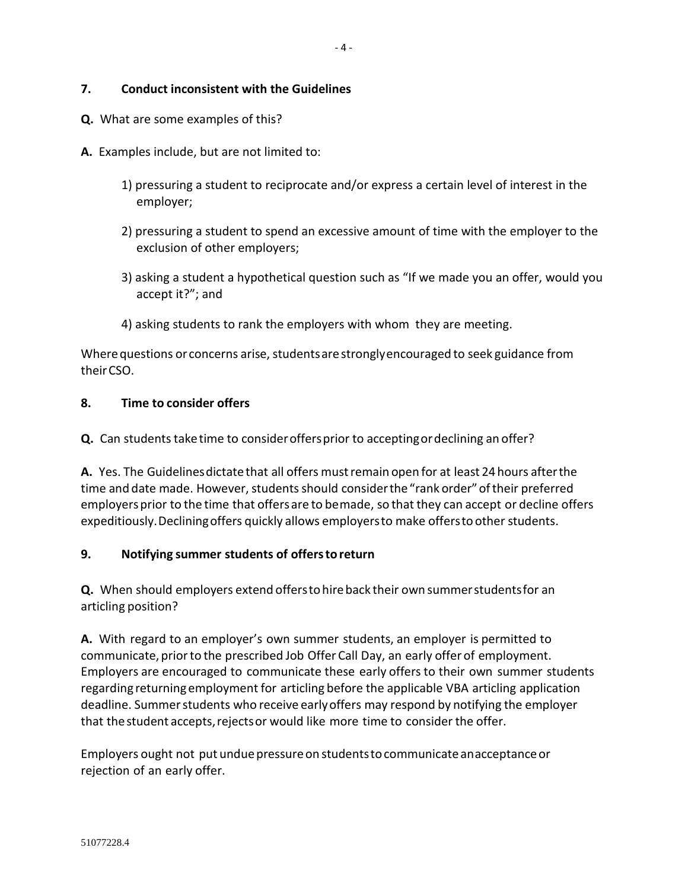## 7. Conduct inconsistent with the Guidelines

**Q.** What are some examples of this?

**A.** Examples include, but are not limited to:

1) pressuring a student to reciprocate and/or express a certain level of interest in the employer;

2) pressuring a student to spend an excessive amount of time with the employer to the exclusion of other employers;

3) asking a student a hypothetical question such as "If we made you an offer, would you accept it?"; and

4) asking students to rank the employers with whom they are meeting.

Where questions or concerns arise, students are strongly encouraged to seek guidance from their CSO.

## 8. Time to consider offers

**Q.** Can students take time to consider offers prior to accepting or declining an offer?

**A.** Yes. The Guidelines dictate that all offers must remain open for at least 24 hours after the time and date made. However, students should consider the "rank order" of their preferred employers prior to the time that offers are to be made, so that they can accept or decline offers expeditiously. Declining offers quickly allows employers to make offers to other students.

## 9. Notifying summer students of offers to return

**Q.** When should employers extend offers to hire back their own summer students for an articling position?

**A.** With regard to an employer's own summer students, an employer is permitted to communicate, prior to the prescribed Job Offer Call Day, an early offer of employment. Employers are encouraged to communicate these early offers to their own summer students regarding returning employment for articling before the applicable VBA articling application deadline. Summer students who receive early offers may respond by notifying the employer that the student accepts, rejects or would like more time to consider the offer.

Employers ought not put undue pressure on students to communicate an acceptance or rejection of an early offer.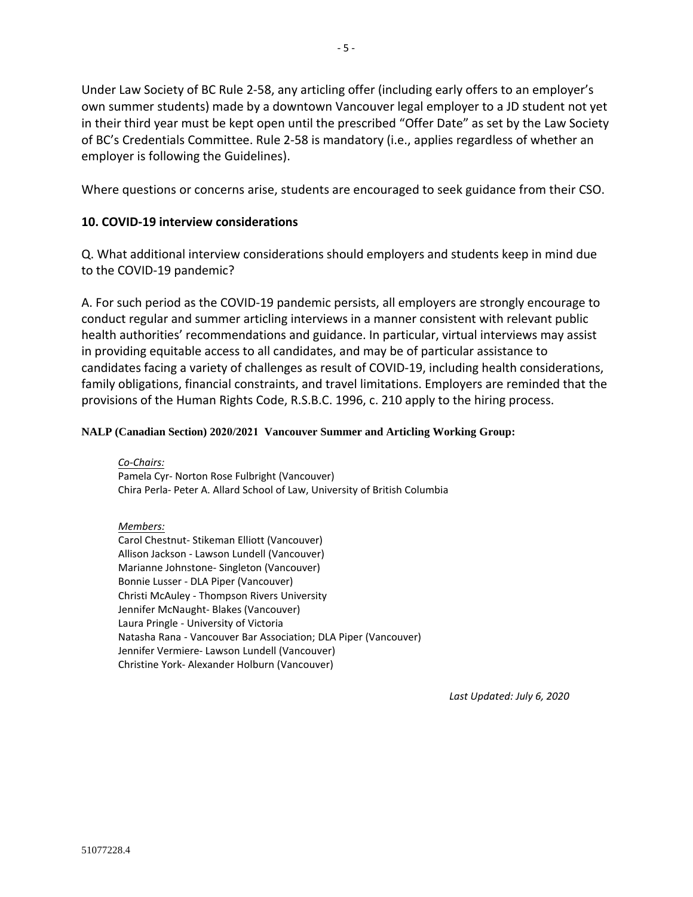Under Law Society of BC Rule 2-58, any articling offer (including early offers to an employer's own summer students) made by a downtown Vancouver legal employer to a JD student not yet in their third year must be kept open until the prescribed "Offer Date" as set by the Law Society of BC's Credentials Committee. Rule 2-58 is mandatory (i.e., applies regardless of whether an employer is following the Guidelines).

Where questions or concerns arise, students are encouraged to seek guidance from their CSO.

## 10. COVID-19 interview considerations

Q. What additional interview considerations should employers and students keep in mind due to the COVID-19 pandemic?

A. For such period as the COVID-19 pandemic persists, all employers are strongly encourage to conduct regular and summer articling interviews in a manner consistent with relevant public health authorities' recommendations and guidance. In particular, virtual interviews may assist in providing equitable access to all candidates, and may be of particular assistance to candidates facing a variety of challenges as result of COVID-19, including health considerations, family obligations, financial constraints, and travel limitations. Employers are reminded that the provisions of the Human Rights Code, R.S.B.C. 1996, c. 210 apply to the hiring process.

**NALP (Canadian Section) 2020/2021 Vancouver Summer and Articling Working Group:**

*Co-Chairs:*
Pamela Cyr- Norton Rose Fulbright (Vancouver)
Chira Perla- Peter A. Allard School of Law, University of British Columbia

*Members:*
Carol Chestnut- Stikeman Elliott (Vancouver)
Allison Jackson - Lawson Lundell (Vancouver)
Marianne Johnstone- Singleton (Vancouver)
Bonnie Lusser - DLA Piper (Vancouver)
Christi McAuley - Thompson Rivers University
Jennifer McNaught- Blakes (Vancouver)
Laura Pringle - University of Victoria
Natasha Rana - Vancouver Bar Association; DLA Piper (Vancouver)
Jennifer Vermiere- Lawson Lundell (Vancouver)
Christine York- Alexander Holburn (Vancouver)

*Last Updated: July 6, 2020*

51077228.4